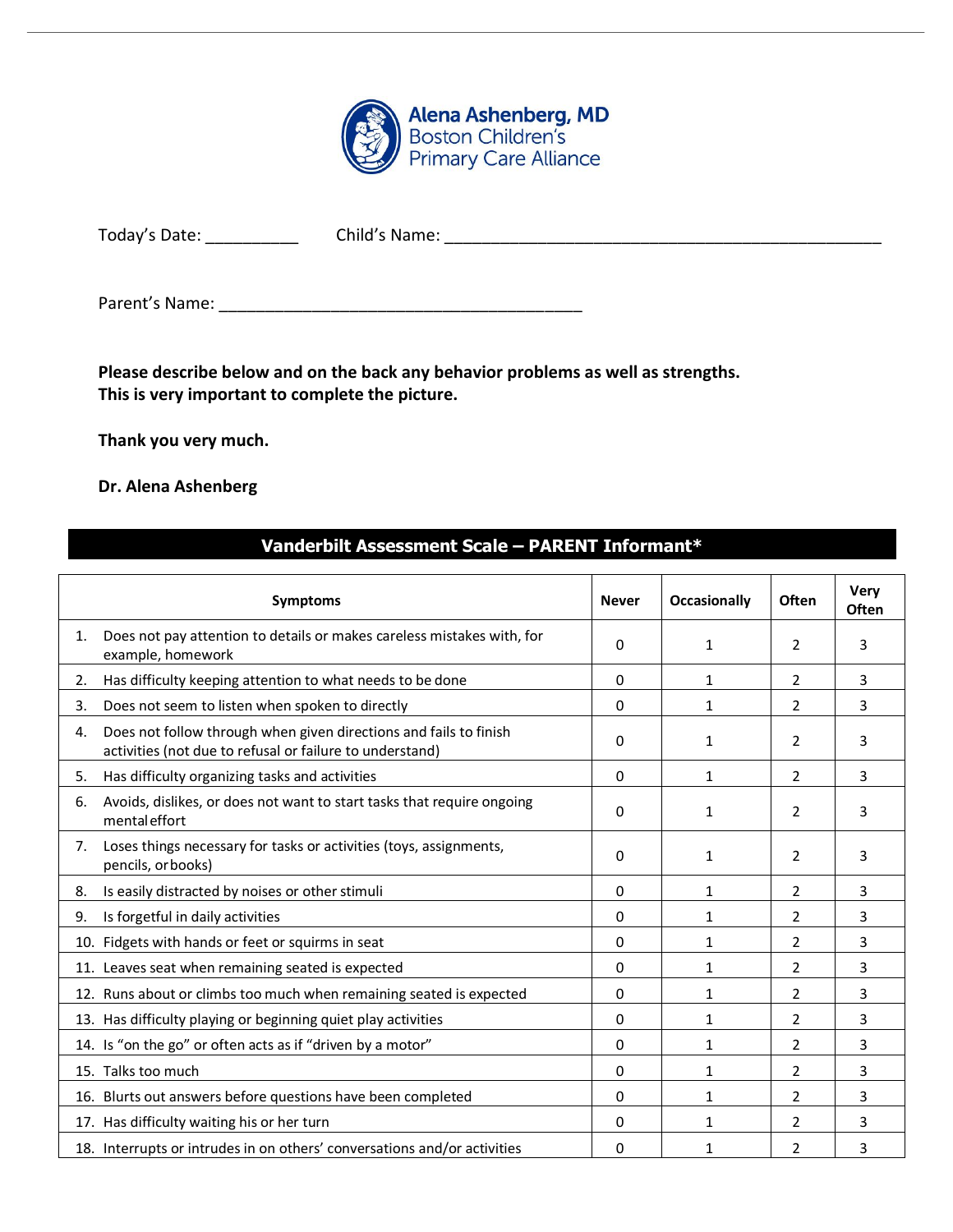**Alena Ashenberg, MD**
Boston Children's
Primary Care Alliance

Today's Date: __________ Child's Name: ________________________________________________

Parent's Name: ________________________________________

**Please describe below and on the back any behavior problems as well as strengths.**
**This is very important to complete the picture.**

**Thank you very much.**

**Dr. Alena Ashenberg**

## Vanderbilt Assessment Scale – PARENT Informant*

| Symptoms | Never | Occasionally | Often | Very Often |
|---|---|---|---|---|
| 1. Does not pay attention to details or makes careless mistakes with, for example, homework | 0 | 1 | 2 | 3 |
| 2. Has difficulty keeping attention to what needs to be done | 0 | 1 | 2 | 3 |
| 3. Does not seem to listen when spoken to directly | 0 | 1 | 2 | 3 |
| 4. Does not follow through when given directions and fails to finish activities (not due to refusal or failure to understand) | 0 | 1 | 2 | 3 |
| 5. Has difficulty organizing tasks and activities | 0 | 1 | 2 | 3 |
| 6. Avoids, dislikes, or does not want to start tasks that require ongoing mental effort | 0 | 1 | 2 | 3 |
| 7. Loses things necessary for tasks or activities (toys, assignments, pencils, or books) | 0 | 1 | 2 | 3 |
| 8. Is easily distracted by noises or other stimuli | 0 | 1 | 2 | 3 |
| 9. Is forgetful in daily activities | 0 | 1 | 2 | 3 |
| 10. Fidgets with hands or feet or squirms in seat | 0 | 1 | 2 | 3 |
| 11. Leaves seat when remaining seated is expected | 0 | 1 | 2 | 3 |
| 12. Runs about or climbs too much when remaining seated is expected | 0 | 1 | 2 | 3 |
| 13. Has difficulty playing or beginning quiet play activities | 0 | 1 | 2 | 3 |
| 14. Is "on the go" or often acts as if "driven by a motor" | 0 | 1 | 2 | 3 |
| 15. Talks too much | 0 | 1 | 2 | 3 |
| 16. Blurts out answers before questions have been completed | 0 | 1 | 2 | 3 |
| 17. Has difficulty waiting his or her turn | 0 | 1 | 2 | 3 |
| 18. Interrupts or intrudes in on others' conversations and/or activities | 0 | 1 | 2 | 3 |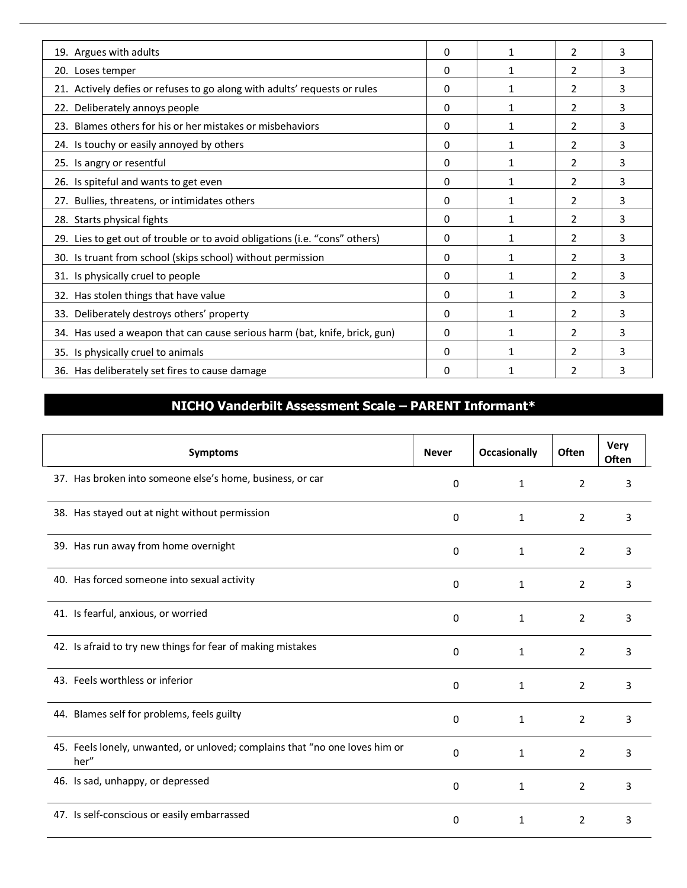| | | | | |
|---|---|---|---|---|
| 19. Argues with adults | 0 | 1 | 2 | 3 |
| 20. Loses temper | 0 | 1 | 2 | 3 |
| 21. Actively defies or refuses to go along with adults' requests or rules | 0 | 1 | 2 | 3 |
| 22. Deliberately annoys people | 0 | 1 | 2 | 3 |
| 23. Blames others for his or her mistakes or misbehaviors | 0 | 1 | 2 | 3 |
| 24. Is touchy or easily annoyed by others | 0 | 1 | 2 | 3 |
| 25. Is angry or resentful | 0 | 1 | 2 | 3 |
| 26. Is spiteful and wants to get even | 0 | 1 | 2 | 3 |
| 27. Bullies, threatens, or intimidates others | 0 | 1 | 2 | 3 |
| 28. Starts physical fights | 0 | 1 | 2 | 3 |
| 29. Lies to get out of trouble or to avoid obligations (i.e. "cons" others) | 0 | 1 | 2 | 3 |
| 30. Is truant from school (skips school) without permission | 0 | 1 | 2 | 3 |
| 31. Is physically cruel to people | 0 | 1 | 2 | 3 |
| 32. Has stolen things that have value | 0 | 1 | 2 | 3 |
| 33. Deliberately destroys others' property | 0 | 1 | 2 | 3 |
| 34. Has used a weapon that can cause serious harm (bat, knife, brick, gun) | 0 | 1 | 2 | 3 |
| 35. Is physically cruel to animals | 0 | 1 | 2 | 3 |
| 36. Has deliberately set fires to cause damage | 0 | 1 | 2 | 3 |

## NICHQ Vanderbilt Assessment Scale – PARENT Informant*

| Symptoms | Never | Occasionally | Often | Very Often |
|---|---|---|---|---|
| 37. Has broken into someone else's home, business, or car | 0 | 1 | 2 | 3 |
| 38. Has stayed out at night without permission | 0 | 1 | 2 | 3 |
| 39. Has run away from home overnight | 0 | 1 | 2 | 3 |
| 40. Has forced someone into sexual activity | 0 | 1 | 2 | 3 |
| 41. Is fearful, anxious, or worried | 0 | 1 | 2 | 3 |
| 42. Is afraid to try new things for fear of making mistakes | 0 | 1 | 2 | 3 |
| 43. Feels worthless or inferior | 0 | 1 | 2 | 3 |
| 44. Blames self for problems, feels guilty | 0 | 1 | 2 | 3 |
| 45. Feels lonely, unwanted, or unloved; complains that "no one loves him or her" | 0 | 1 | 2 | 3 |
| 46. Is sad, unhappy, or depressed | 0 | 1 | 2 | 3 |
| 47. Is self-conscious or easily embarrassed | 0 | 1 | 2 | 3 |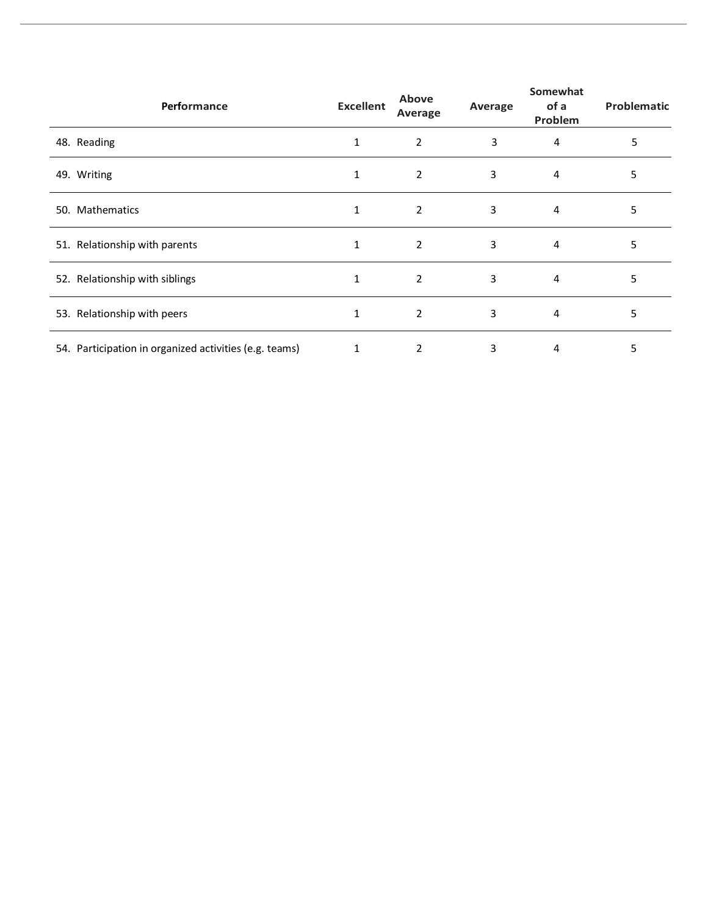| Performance | Excellent | Above Average | Average | Somewhat of a Problem | Problematic |
|---|---|---|---|---|---|
| 48. Reading | 1 | 2 | 3 | 4 | 5 |
| 49. Writing | 1 | 2 | 3 | 4 | 5 |
| 50. Mathematics | 1 | 2 | 3 | 4 | 5 |
| 51. Relationship with parents | 1 | 2 | 3 | 4 | 5 |
| 52. Relationship with siblings | 1 | 2 | 3 | 4 | 5 |
| 53. Relationship with peers | 1 | 2 | 3 | 4 | 5 |
| 54. Participation in organized activities (e.g. teams) | 1 | 2 | 3 | 4 | 5 |